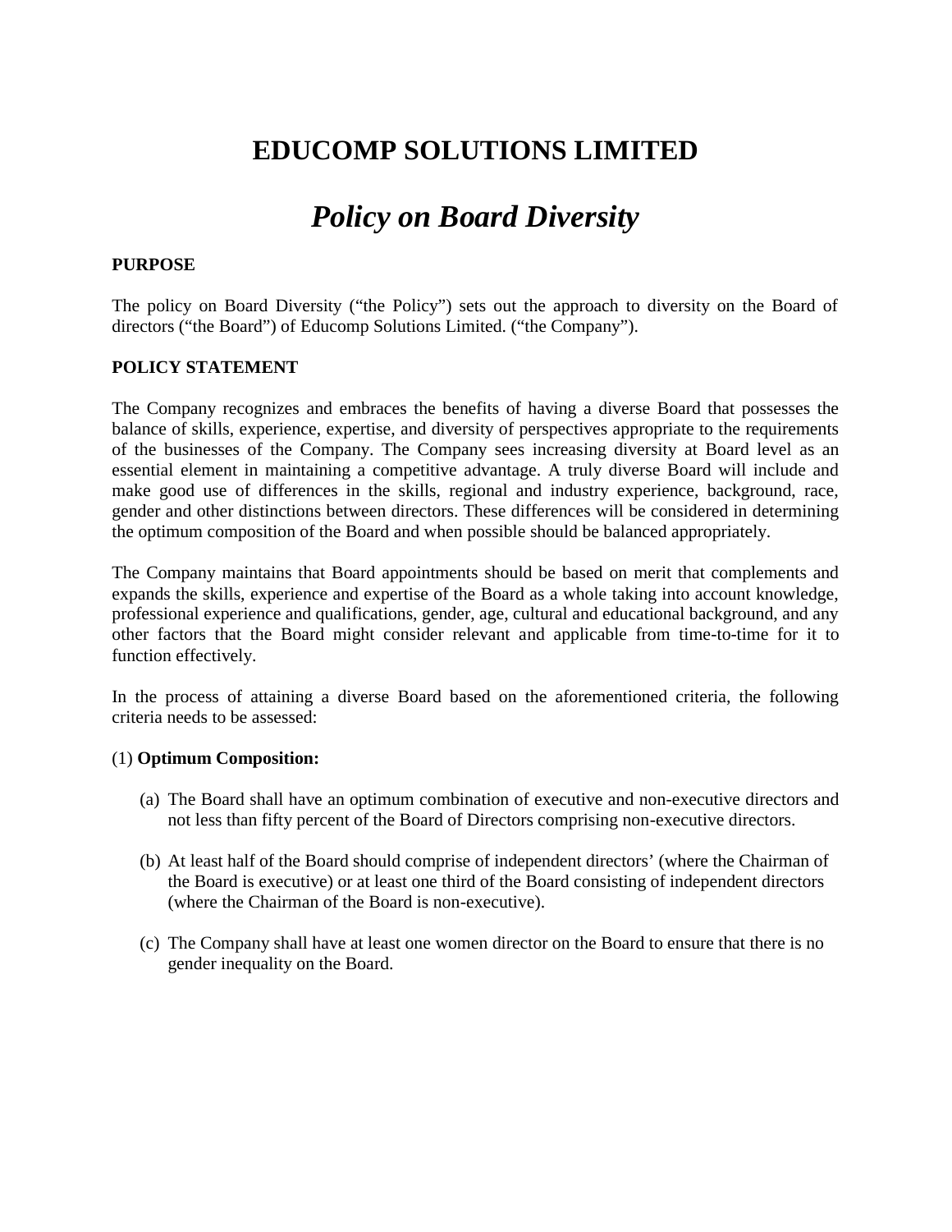# EDUCOMP SOLUTIONS LIMITED

## *Policy on Board Diversity*

**PURPOSE**

The policy on Board Diversity (“the Policy”) sets out the approach to diversity on the Board of directors (“the Board”) of Educomp Solutions Limited. (“the Company”).

**POLICY STATEMENT**

The Company recognizes and embraces the benefits of having a diverse Board that possesses the balance of skills, experience, expertise, and diversity of perspectives appropriate to the requirements of the businesses of the Company. The Company sees increasing diversity at Board level as an essential element in maintaining a competitive advantage. A truly diverse Board will include and make good use of differences in the skills, regional and industry experience, background, race, gender and other distinctions between directors. These differences will be considered in determining the optimum composition of the Board and when possible should be balanced appropriately.

The Company maintains that Board appointments should be based on merit that complements and expands the skills, experience and expertise of the Board as a whole taking into account knowledge, professional experience and qualifications, gender, age, cultural and educational background, and any other factors that the Board might consider relevant and applicable from time-to-time for it to function effectively.

In the process of attaining a diverse Board based on the aforementioned criteria, the following criteria needs to be assessed:

(1) **Optimum Composition:**

(a) The Board shall have an optimum combination of executive and non-executive directors and not less than fifty percent of the Board of Directors comprising non-executive directors.

(b) At least half of the Board should comprise of independent directors’ (where the Chairman of the Board is executive) or at least one third of the Board consisting of independent directors (where the Chairman of the Board is non-executive).

(c) The Company shall have at least one women director on the Board to ensure that there is no gender inequality on the Board.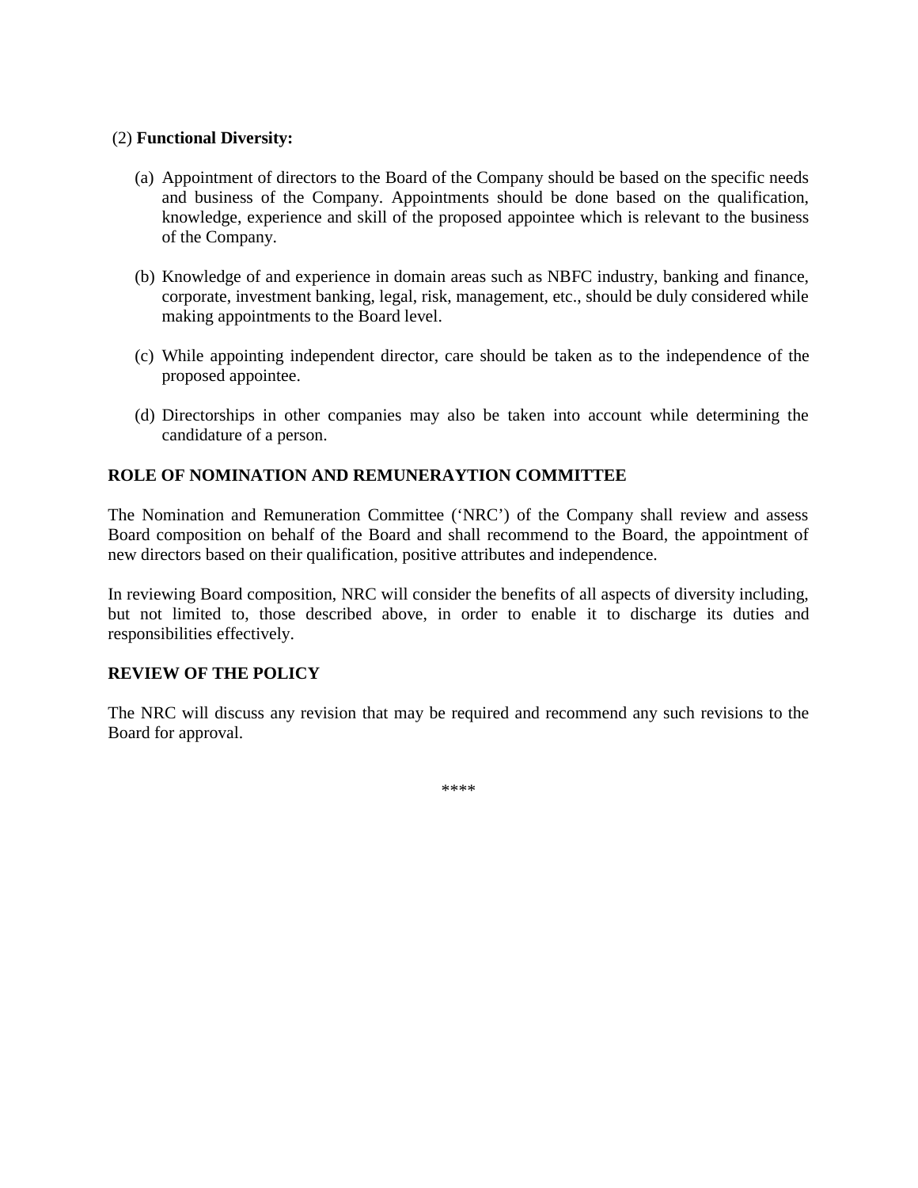(2) **Functional Diversity:**

(a) Appointment of directors to the Board of the Company should be based on the specific needs and business of the Company. Appointments should be done based on the qualification, knowledge, experience and skill of the proposed appointee which is relevant to the business of the Company.

(b) Knowledge of and experience in domain areas such as NBFC industry, banking and finance, corporate, investment banking, legal, risk, management, etc., should be duly considered while making appointments to the Board level.

(c) While appointing independent director, care should be taken as to the independence of the proposed appointee.

(d) Directorships in other companies may also be taken into account while determining the candidature of a person.

**ROLE OF NOMINATION AND REMUNERAYTION COMMITTEE**

The Nomination and Remuneration Committee ('NRC') of the Company shall review and assess Board composition on behalf of the Board and shall recommend to the Board, the appointment of new directors based on their qualification, positive attributes and independence.

In reviewing Board composition, NRC will consider the benefits of all aspects of diversity including, but not limited to, those described above, in order to enable it to discharge its duties and responsibilities effectively.

**REVIEW OF THE POLICY**

The NRC will discuss any revision that may be required and recommend any such revisions to the Board for approval.

****